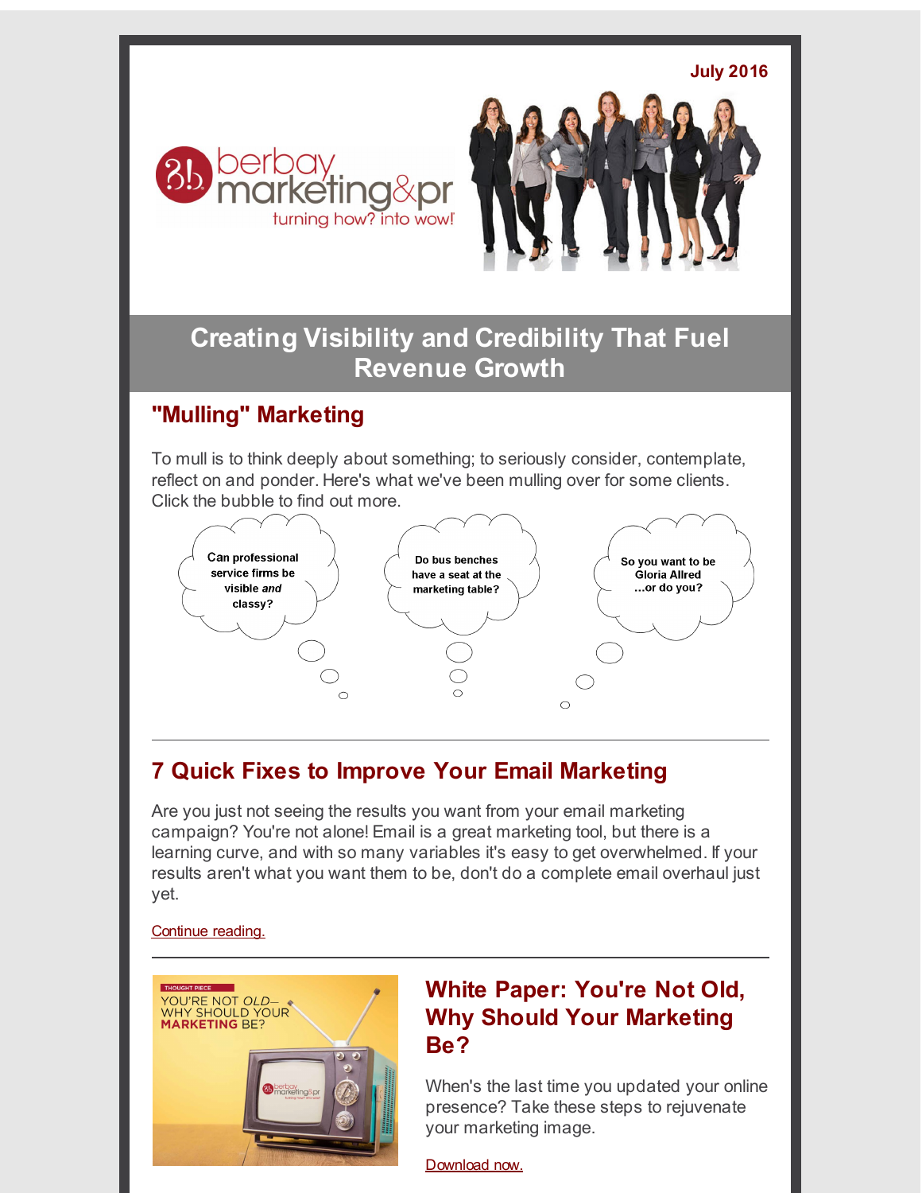July 2016

berbay marketing&pr

turning how? into wow!

## Creating Visibility and Credibility That Fuel Revenue Growth

## "Mulling" Marketing

To mull is to think deeply about something; to seriously consider, contemplate, reflect on and ponder. Here's what we've been mulling over for some clients. Click the bubble to find out more.

Can professional service firms be visible *and* classy?

Do bus benches have a seat at the marketing table?

So you want to be Gloria Allred ...or do you?

---

## 7 Quick Fixes to Improve Your Email Marketing

Are you just not seeing the results you want from your email marketing campaign? You're not alone! Email is a great marketing tool, but there is a learning curve, and with so many variables it's easy to get overwhelmed. If your results aren't what you want them to be, don't do a complete email overhaul just yet.

Continue reading.

---

THOUGHT PIECE

YOU'RE NOT *OLD*— WHY SHOULD YOUR MARKETING BE?

## White Paper: You're Not Old, Why Should Your Marketing Be?

When's the last time you updated your online presence? Take these steps to rejuvenate your marketing image.

Download now.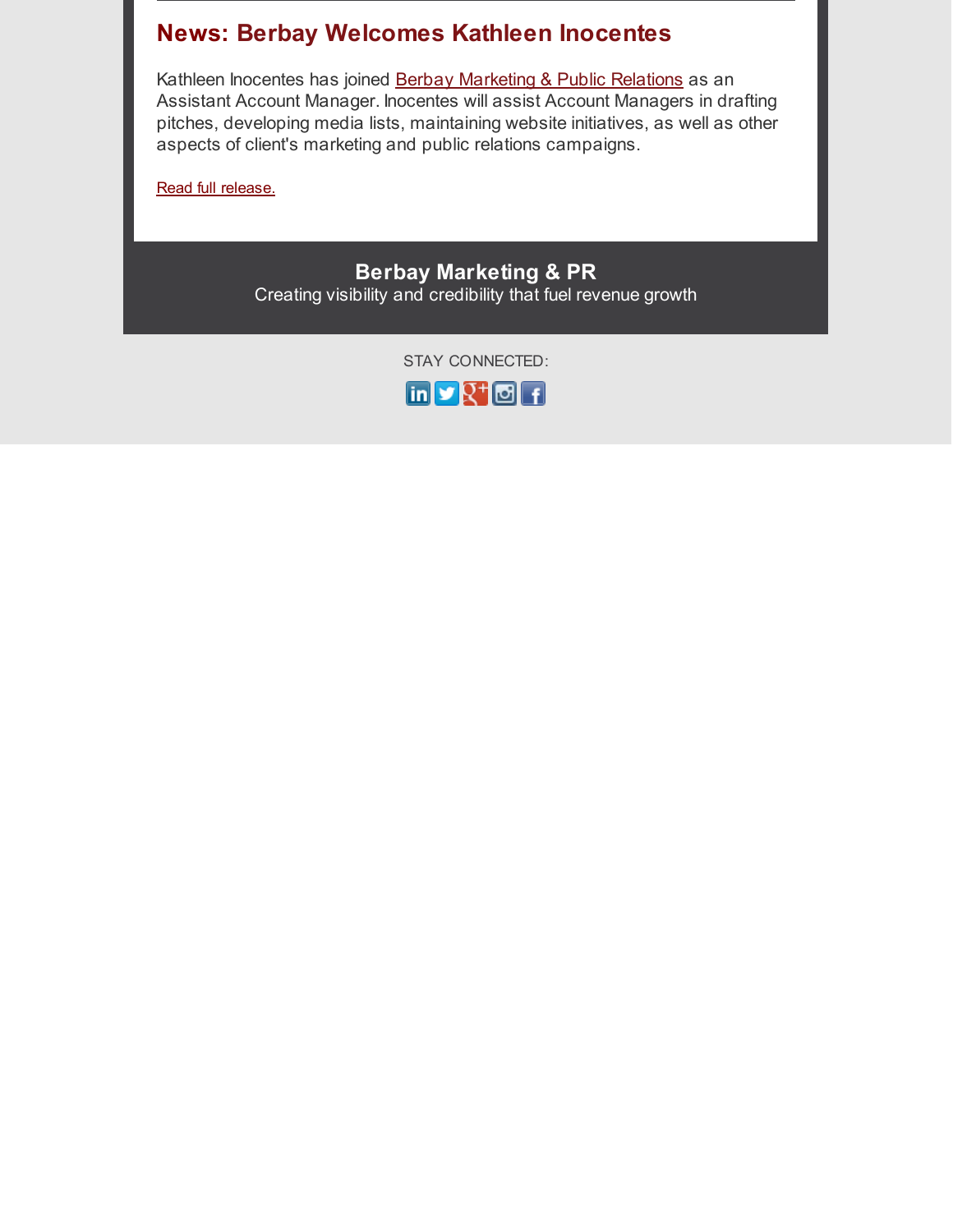## News: Berbay Welcomes Kathleen Inocentes

Kathleen Inocentes has joined Berbay Marketing & Public Relations as an Assistant Account Manager. Inocentes will assist Account Managers in drafting pitches, developing media lists, maintaining website initiatives, as well as other aspects of client's marketing and public relations campaigns.

Read full release.

**Berbay Marketing & PR**
Creating visibility and credibility that fuel revenue growth

STAY CONNECTED: